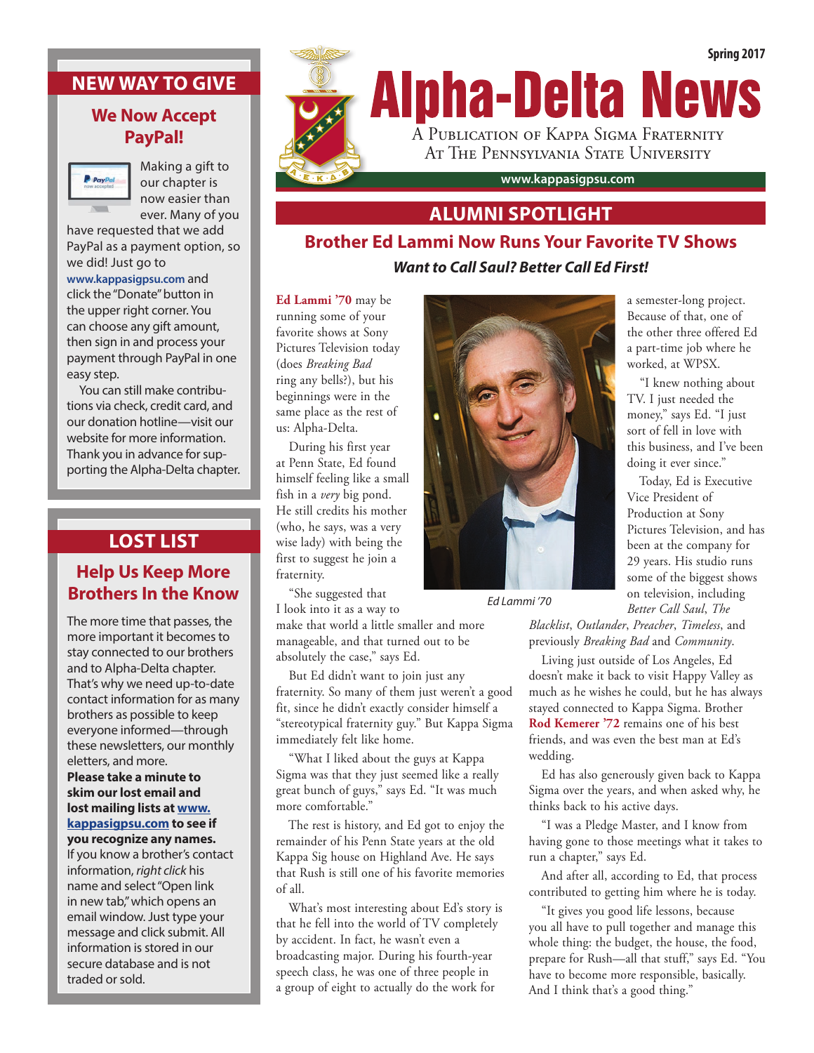Spring 2017

# Alpha-Delta News

A Publication of Kappa Sigma Fraternity At The Pennsylvania State University

www.kappasigpsu.com

## ALUMNI SPOTLIGHT

### Brother Ed Lammi Now Runs Your Favorite TV Shows

***Want to Call Saul? Better Call Ed First!***

**Ed Lammi '70** may be running some of your favorite shows at Sony Pictures Television today (does *Breaking Bad* ring any bells?), but his beginnings were in the same place as the rest of us: Alpha-Delta.

During his first year at Penn State, Ed found himself feeling like a small fish in a *very* big pond. He still credits his mother (who, he says, was a very wise lady) with being the first to suggest he join a fraternity.

"She suggested that I look into it as a way to make that world a little smaller and more manageable, and that turned out to be absolutely the case," says Ed.

But Ed didn't want to join just any fraternity. So many of them just weren't a good fit, since he didn't exactly consider himself a "stereotypical fraternity guy." But Kappa Sigma immediately felt like home.

"What I liked about the guys at Kappa Sigma was that they just seemed like a really great bunch of guys," says Ed. "It was much more comfortable."

The rest is history, and Ed got to enjoy the remainder of his Penn State years at the old Kappa Sig house on Highland Ave. He says that Rush is still one of his favorite memories of all.

What's most interesting about Ed's story is that he fell into the world of TV completely by accident. In fact, he wasn't even a broadcasting major. During his fourth-year speech class, he was one of three people in a group of eight to actually do the work for a semester-long project. Because of that, one of the other three offered Ed a part-time job where he worked, at WPSX.

*Ed Lammi '70*

"I knew nothing about TV. I just needed the money," says Ed. "I just sort of fell in love with this business, and I've been doing it ever since."

Today, Ed is Executive Vice President of Production at Sony Pictures Television, and has been at the company for 29 years. His studio runs some of the biggest shows on television, including *Better Call Saul*, *The Blacklist*, *Outlander*, *Preacher*, *Timeless*, and previously *Breaking Bad* and *Community*.

Living just outside of Los Angeles, Ed doesn't make it back to visit Happy Valley as much as he wishes he could, but he has always stayed connected to Kappa Sigma. Brother **Rod Kemerer '72** remains one of his best friends, and was even the best man at Ed's wedding.

Ed has also generously given back to Kappa Sigma over the years, and when asked why, he thinks back to his active days.

"I was a Pledge Master, and I know from having gone to those meetings what it takes to run a chapter," says Ed.

And after all, according to Ed, that process contributed to getting him where he is today.

"It gives you good life lessons, because you all have to pull together and manage this whole thing: the budget, the house, the food, prepare for Rush—all that stuff," says Ed. "You have to become more responsible, basically. And I think that's a good thing."

## NEW WAY TO GIVE

### We Now Accept PayPal!

Making a gift to our chapter is now easier than ever. Many of you have requested that we add PayPal as a payment option, so we did! Just go to **www.kappasigpsu.com** and click the "Donate" button in the upper right corner. You can choose any gift amount, then sign in and process your payment through PayPal in one easy step.

You can still make contributions via check, credit card, and our donation hotline—visit our website for more information. Thank you in advance for supporting the Alpha-Delta chapter.

## LOST LIST

### Help Us Keep More Brothers In the Know

The more time that passes, the more important it becomes to stay connected to our brothers and to Alpha-Delta chapter. That's why we need up-to-date contact information for as many brothers as possible to keep everyone informed—through these newsletters, our monthly eletters, and more.

**Please take a minute to skim our lost email and lost mailing lists at www.kappasigpsu.com to see if you recognize any names.** If you know a brother's contact information, *right click* his name and select "Open link in new tab," which opens an email window. Just type your message and click submit. All information is stored in our secure database and is not traded or sold.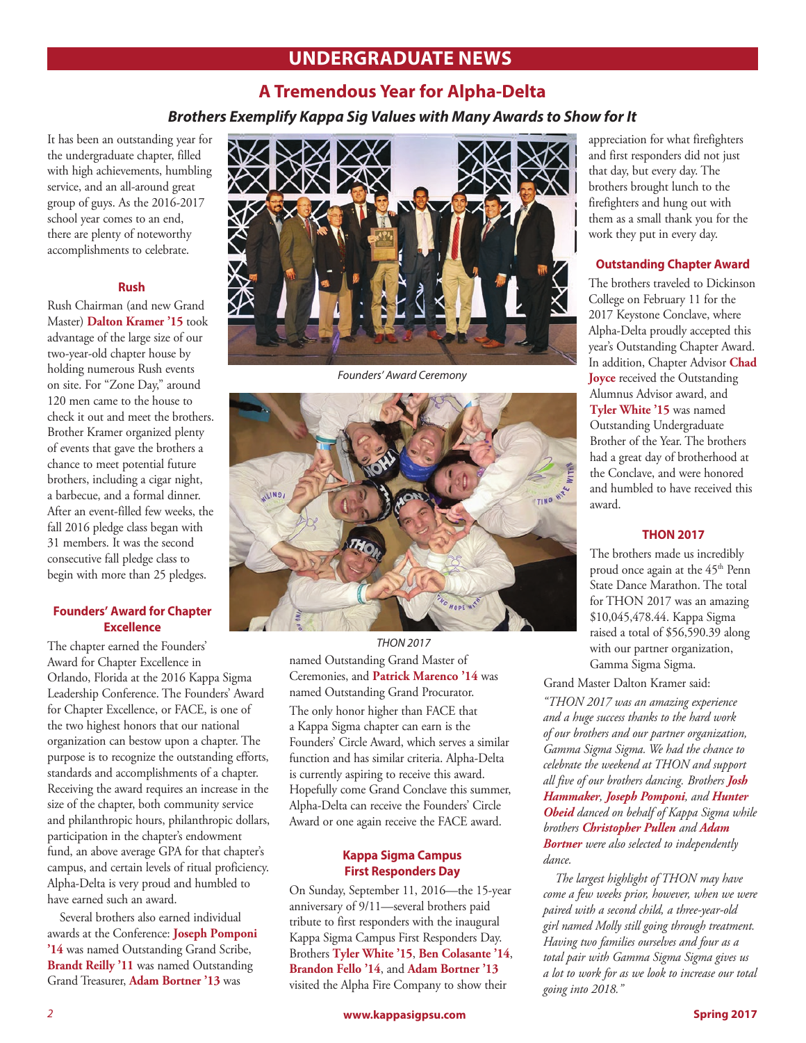## UNDERGRADUATE NEWS

# A Tremendous Year for Alpha-Delta

### *Brothers Exemplify Kappa Sig Values with Many Awards to Show for It*

It has been an outstanding year for the undergraduate chapter, filled with high achievements, humbling service, and an all-around great group of guys. As the 2016-2017 school year comes to an end, there are plenty of noteworthy accomplishments to celebrate.

### Rush

Rush Chairman (and new Grand Master) **Dalton Kramer '15** took advantage of the large size of our two-year-old chapter house by holding numerous Rush events on site. For "Zone Day," around 120 men came to the house to check it out and meet the brothers. Brother Kramer organized plenty of events that gave the brothers a chance to meet potential future brothers, including a cigar night, a barbecue, and a formal dinner. After an event-filled few weeks, the fall 2016 pledge class began with 31 members. It was the second consecutive fall pledge class to begin with more than 25 pledges.

### Founders' Award for Chapter Excellence

The chapter earned the Founders' Award for Chapter Excellence in Orlando, Florida at the 2016 Kappa Sigma Leadership Conference. The Founders' Award for Chapter Excellence, or FACE, is one of the two highest honors that our national organization can bestow upon a chapter. The purpose is to recognize the outstanding efforts, standards and accomplishments of a chapter. Receiving the award requires an increase in the size of the chapter, both community service and philanthropic hours, philanthropic dollars, participation in the chapter's endowment fund, an above average GPA for that chapter's campus, and certain levels of ritual proficiency. Alpha-Delta is very proud and humbled to have earned such an award.

Several brothers also earned individual awards at the Conference: **Joseph Pomponi '14** was named Outstanding Grand Scribe, **Brandt Reilly '11** was named Outstanding Grand Treasurer, **Adam Bortner '13** was named Outstanding Grand Master of Ceremonies, and **Patrick Marenco '14** was named Outstanding Grand Procurator.

*Founders' Award Ceremony*

*THON 2017*

The only honor higher than FACE that a Kappa Sigma chapter can earn is the Founders' Circle Award, which serves a similar function and has similar criteria. Alpha-Delta is currently aspiring to receive this award. Hopefully come Grand Conclave this summer, Alpha-Delta can receive the Founders' Circle Award or one again receive the FACE award.

### Kappa Sigma Campus First Responders Day

On Sunday, September 11, 2016—the 15-year anniversary of 9/11—several brothers paid tribute to first responders with the inaugural Kappa Sigma Campus First Responders Day. Brothers **Tyler White '15**, **Ben Colasante '14**, **Brandon Fello '14**, and **Adam Bortner '13** visited the Alpha Fire Company to show their appreciation for what firefighters and first responders did not just that day, but every day. The brothers brought lunch to the firefighters and hung out with them as a small thank you for the work they put in every day.

### Outstanding Chapter Award

The brothers traveled to Dickinson College on February 11 for the 2017 Keystone Conclave, where Alpha-Delta proudly accepted this year's Outstanding Chapter Award. In addition, Chapter Advisor **Chad Joyce** received the Outstanding Alumnus Advisor award, and **Tyler White '15** was named Outstanding Undergraduate Brother of the Year. The brothers had a great day of brotherhood at the Conclave, and were honored and humbled to have received this award.

### THON 2017

The brothers made us incredibly proud once again at the 45th Penn State Dance Marathon. The total for THON 2017 was an amazing $10,045,478.44. Kappa Sigma raised a total of $56,590.39 along with our partner organization, Gamma Sigma Sigma.

Grand Master Dalton Kramer said:

*"THON 2017 was an amazing experience and a huge success thanks to the hard work of our brothers and our partner organization, Gamma Sigma Sigma. We had the chance to celebrate the weekend at THON and support all five of our brothers dancing. Brothers **Josh Hammaker**, **Joseph Pomponi**, and **Hunter Obeid** danced on behalf of Kappa Sigma while brothers **Christopher Pullen** and **Adam Bortner** were also selected to independently dance.*

*The largest highlight of THON may have come a few weeks prior, however, when we were paired with a second child, a three-year-old girl named Molly still going through treatment. Having two families ourselves and four as a total pair with Gamma Sigma Sigma gives us a lot to work for as we look to increase our total going into 2018."*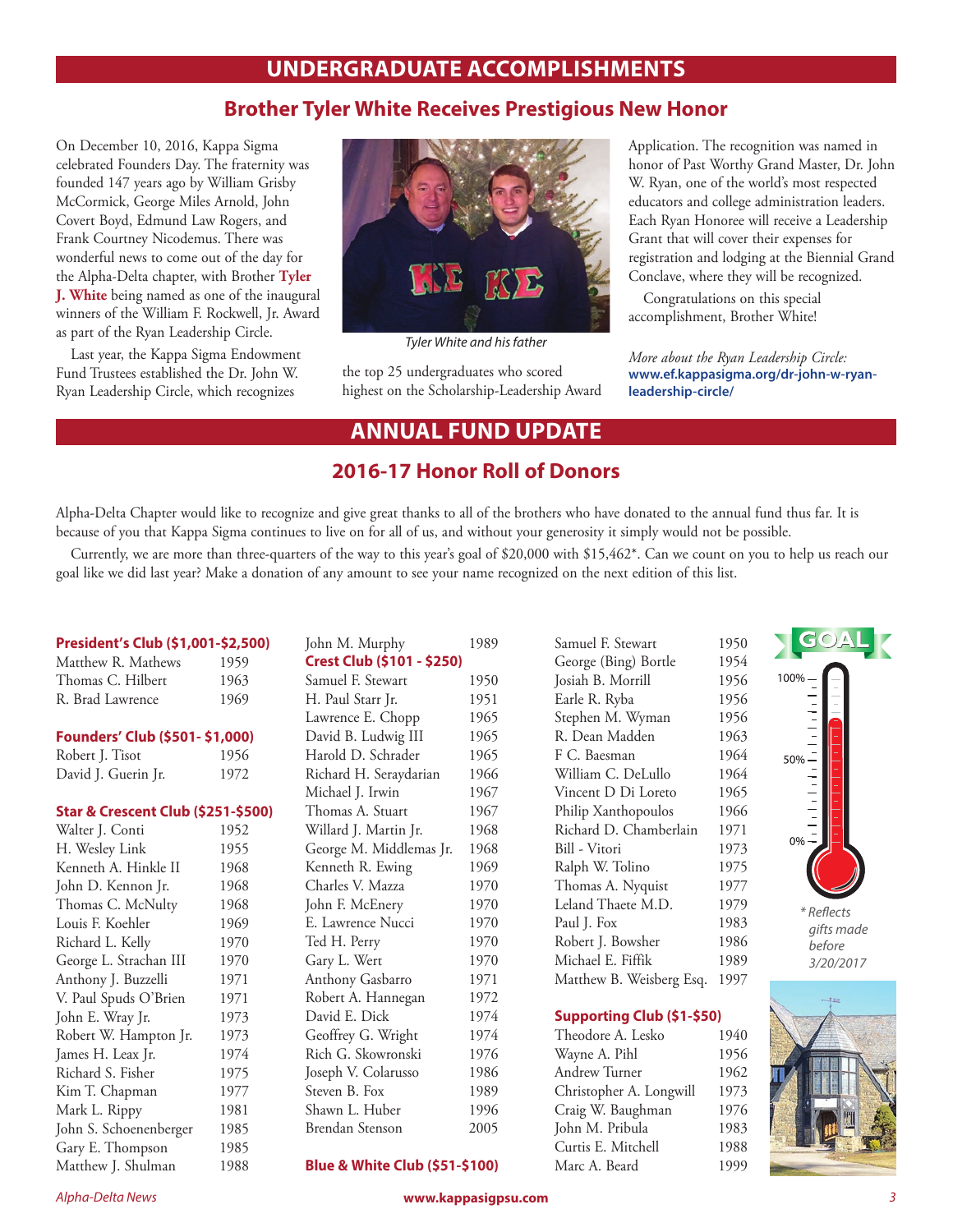# UNDERGRADUATE ACCOMPLISHMENTS

## Brother Tyler White Receives Prestigious New Honor

On December 10, 2016, Kappa Sigma celebrated Founders Day. The fraternity was founded 147 years ago by William Grisby McCormick, George Miles Arnold, John Covert Boyd, Edmund Law Rogers, and Frank Courtney Nicodemus. There was wonderful news to come out of the day for the Alpha-Delta chapter, with Brother **Tyler J. White** being named as one of the inaugural winners of the William F. Rockwell, Jr. Award as part of the Ryan Leadership Circle.

Last year, the Kappa Sigma Endowment Fund Trustees established the Dr. John W. Ryan Leadership Circle, which recognizes the top 25 undergraduates who scored highest on the Scholarship-Leadership Award Application. The recognition was named in honor of Past Worthy Grand Master, Dr. John W. Ryan, one of the world's most respected educators and college administration leaders. Each Ryan Honoree will receive a Leadership Grant that will cover their expenses for registration and lodging at the Biennial Grand Conclave, where they will be recognized.

*Tyler White and his father*

Congratulations on this special accomplishment, Brother White!

*More about the Ryan Leadership Circle:*
**www.ef.kappasigma.org/dr-john-w-ryan-leadership-circle/**

# ANNUAL FUND UPDATE

## 2016-17 Honor Roll of Donors

Alpha-Delta Chapter would like to recognize and give great thanks to all of the brothers who have donated to the annual fund thus far. It is because of you that Kappa Sigma continues to live on for all of us, and without your generosity it simply would not be possible.

Currently, we are more than three-quarters of the way to this year's goal of $20,000 with $15,462*. Can we count on you to help us reach our goal like we did last year? Make a donation of any amount to see your name recognized on the next edition of this list.

GOAL: 100% / 50% / 0%

*\* Reflects gifts made before 3/20/2017*

### President's Club ($1,001-$2,500)

| Name | Year |
|---|---|
| Matthew R. Mathews | 1959 |
| Thomas C. Hilbert | 1963 |
| R. Brad Lawrence | 1969 |

### Founders' Club ($501- $1,000)

| Name | Year |
|---|---|
| Robert J. Tisot | 1956 |
| David J. Guerin Jr. | 1972 |

### Star & Crescent Club ($251-$500)

| Name | Year |
|---|---|
| Walter J. Conti | 1952 |
| H. Wesley Link | 1955 |
| Kenneth A. Hinkle II | 1968 |
| John D. Kennon Jr. | 1968 |
| Thomas C. McNulty | 1968 |
| Louis F. Koehler | 1969 |
| Richard L. Kelly | 1970 |
| George L. Strachan III | 1970 |
| Anthony J. Buzzelli | 1971 |
| V. Paul Spuds O'Brien | 1971 |
| John E. Wray Jr. | 1973 |
| Robert W. Hampton Jr. | 1973 |
| James H. Leax Jr. | 1974 |
| Richard S. Fisher | 1975 |
| Kim T. Chapman | 1977 |
| Mark L. Rippy | 1981 |
| John S. Schoenenberger | 1985 |
| Gary E. Thompson | 1985 |
| Matthew J. Shulman | 1988 |
| John M. Murphy | 1989 |

### Crest Club ($101 - $250)

| Name | Year |
|---|---|
| Samuel F. Stewart | 1950 |
| H. Paul Starr Jr. | 1951 |
| Lawrence E. Chopp | 1965 |
| David B. Ludwig III | 1965 |
| Harold D. Schrader | 1965 |
| Richard H. Seraydarian | 1966 |
| Michael J. Irwin | 1967 |
| Thomas A. Stuart | 1967 |
| Willard J. Martin Jr. | 1968 |
| George M. Middlemas Jr. | 1968 |
| Kenneth R. Ewing | 1969 |
| Charles V. Mazza | 1970 |
| John F. McEnery | 1970 |
| E. Lawrence Nucci | 1970 |
| Ted H. Perry | 1970 |
| Gary L. Wert | 1970 |
| Anthony Gasbarro | 1971 |
| Robert A. Hannegan | 1972 |
| David E. Dick | 1974 |
| Geoffrey G. Wright | 1974 |
| Rich G. Skowronski | 1976 |
| Joseph V. Colarusso | 1986 |
| Steven B. Fox | 1989 |
| Shawn L. Huber | 1996 |
| Brendan Stenson | 2005 |

### Blue & White Club ($51-$100)

| Name | Year |
|---|---|
| Samuel F. Stewart | 1950 |
| George (Bing) Bortle | 1954 |
| Josiah B. Morrill | 1956 |
| Earle R. Ryba | 1956 |
| Stephen M. Wyman | 1956 |
| R. Dean Madden | 1963 |
| F C. Baesman | 1964 |
| William C. DeLullo | 1964 |
| Vincent D Di Loreto | 1965 |
| Philip Xanthopoulos | 1966 |
| Richard D. Chamberlain | 1971 |
| Bill - Vitori | 1973 |
| Ralph W. Tolino | 1975 |
| Thomas A. Nyquist | 1977 |
| Leland Thaete M.D. | 1979 |
| Paul J. Fox | 1983 |
| Robert J. Bowsher | 1986 |
| Michael E. Fiffik | 1989 |
| Matthew B. Weisberg Esq. | 1997 |

### Supporting Club ($1-$50)

| Name | Year |
|---|---|
| Theodore A. Lesko | 1940 |
| Wayne A. Pihl | 1956 |
| Andrew Turner | 1962 |
| Christopher A. Longwill | 1973 |
| Craig W. Baughman | 1976 |
| John M. Pribula | 1983 |
| Curtis E. Mitchell | 1988 |
| Marc A. Beard | 1999 |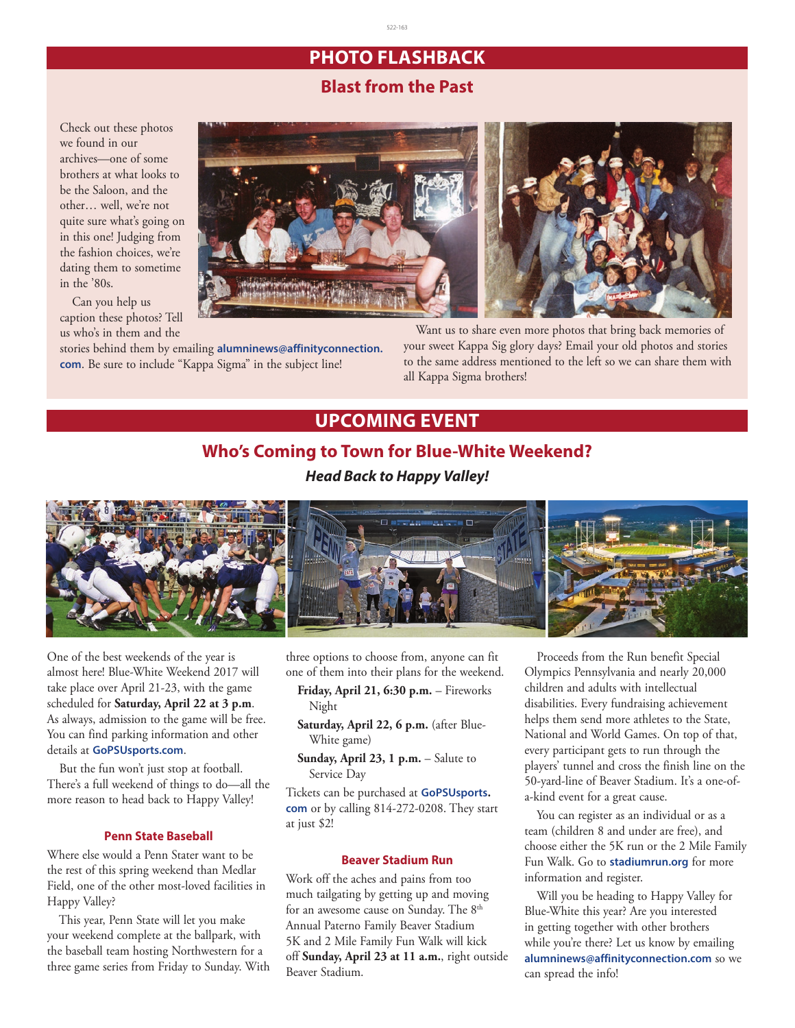# PHOTO FLASHBACK

## Blast from the Past

Check out these photos we found in our archives—one of some brothers at what looks to be the Saloon, and the other… well, we're not quite sure what's going on in this one! Judging from the fashion choices, we're dating them to sometime in the '80s.

Can you help us caption these photos? Tell us who's in them and the stories behind them by emailing **alumninews@affinityconnection.com**. Be sure to include "Kappa Sigma" in the subject line!

Want us to share even more photos that bring back memories of your sweet Kappa Sig glory days? Email your old photos and stories to the same address mentioned to the left so we can share them with all Kappa Sigma brothers!

# UPCOMING EVENT

## Who's Coming to Town for Blue-White Weekend?

***Head Back to Happy Valley!***

One of the best weekends of the year is almost here! Blue-White Weekend 2017 will take place over April 21-23, with the game scheduled for **Saturday, April 22 at 3 p.m**. As always, admission to the game will be free. You can find parking information and other details at **GoPSUsports.com**.

But the fun won't just stop at football. There's a full weekend of things to do—all the more reason to head back to Happy Valley!

### Penn State Baseball

Where else would a Penn Stater want to be the rest of this spring weekend than Medlar Field, one of the other most-loved facilities in Happy Valley?

This year, Penn State will let you make your weekend complete at the ballpark, with the baseball team hosting Northwestern for a three game series from Friday to Sunday. With three options to choose from, anyone can fit one of them into their plans for the weekend.

- **Friday, April 21, 6:30 p.m.** – Fireworks Night
- **Saturday, April 22, 6 p.m.** (after Blue-White game)
- **Sunday, April 23, 1 p.m.** – Salute to Service Day

Tickets can be purchased at **GoPSUsports.com** or by calling 814-272-0208. They start at just $2!

### Beaver Stadium Run

Work off the aches and pains from too much tailgating by getting up and moving for an awesome cause on Sunday. The 8th Annual Paterno Family Beaver Stadium 5K and 2 Mile Family Fun Walk will kick off **Sunday, April 23 at 11 a.m.**, right outside Beaver Stadium.

Proceeds from the Run benefit Special Olympics Pennsylvania and nearly 20,000 children and adults with intellectual disabilities. Every fundraising achievement helps them send more athletes to the State, National and World Games. On top of that, every participant gets to run through the players' tunnel and cross the finish line on the 50-yard-line of Beaver Stadium. It's a one-of-a-kind event for a great cause.

You can register as an individual or as a team (children 8 and under are free), and choose either the 5K run or the 2 Mile Family Fun Walk. Go to **stadiumrun.org** for more information and register.

Will you be heading to Happy Valley for Blue-White this year? Are you interested in getting together with other brothers while you're there? Let us know by emailing **alumninews@affinityconnection.com** so we can spread the info!